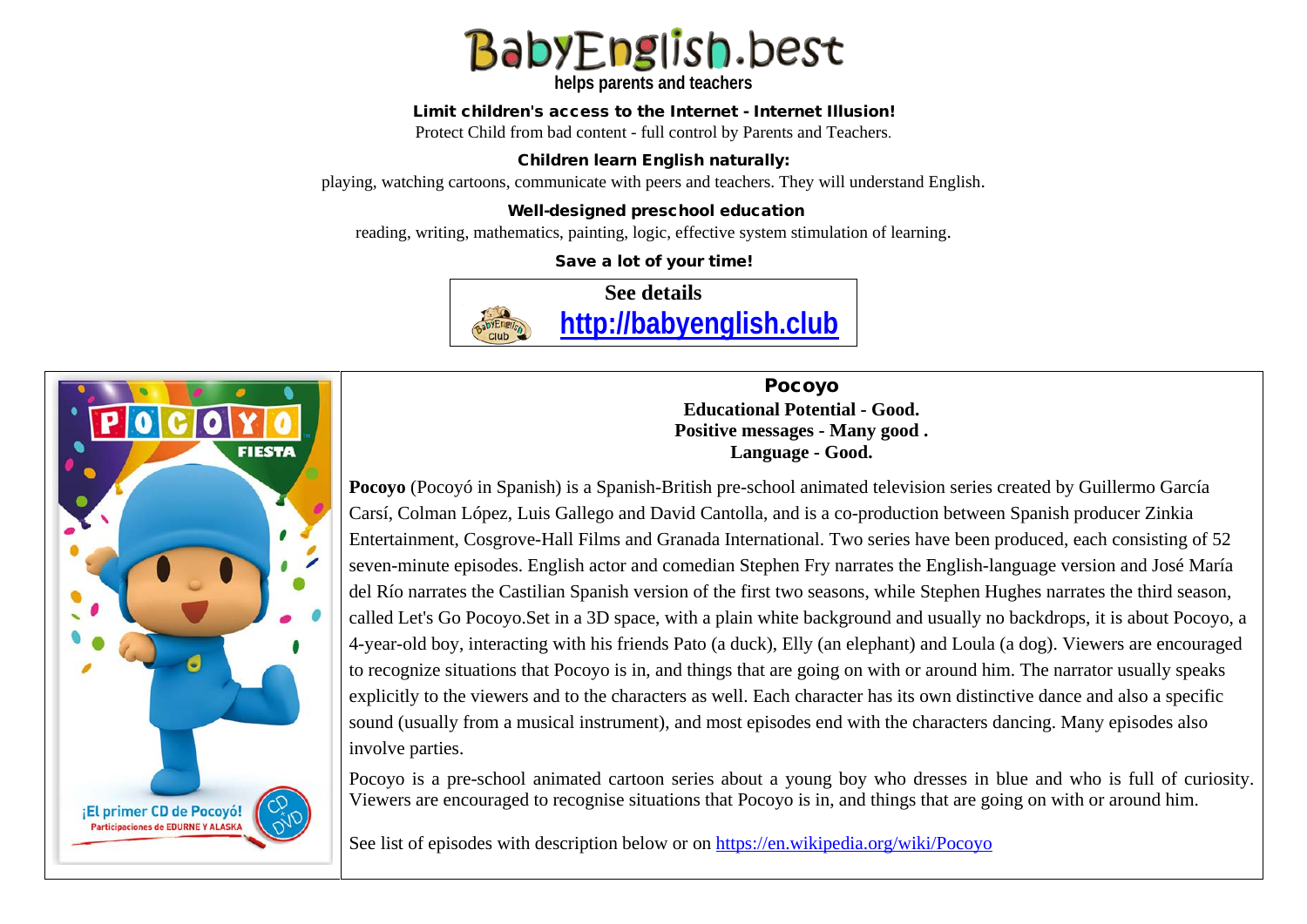# BabyEnglish.best

**helps parents and teachers**

**Limit children's access to the Internet - Internet Illusion!**

Protect Child from bad content - full control by Parents and Teachers.

**Children learn English naturally:**

playing, watching cartoons, communicate with peers and teachers. They will understand English.

**Well-designed preschool education**

reading, writing, mathematics, painting, logic, effective system stimulation of learning.

**Save a lot of your time!**

**See details**

**http://babyenglish.club**

## Pocoyo

**Educational Potential - Good.**
**Positive messages - Many good .**
**Language - Good.**

**Pocoyo** (Pocoyó in Spanish) is a Spanish-British pre-school animated television series created by Guillermo García Carsí, Colman López, Luis Gallego and David Cantolla, and is a co-production between Spanish producer Zinkia Entertainment, Cosgrove-Hall Films and Granada International. Two series have been produced, each consisting of 52 seven-minute episodes. English actor and comedian Stephen Fry narrates the English-language version and José María del Río narrates the Castilian Spanish version of the first two seasons, while Stephen Hughes narrates the third season, called Let's Go Pocoyo.Set in a 3D space, with a plain white background and usually no backdrops, it is about Pocoyo, a 4-year-old boy, interacting with his friends Pato (a duck), Elly (an elephant) and Loula (a dog). Viewers are encouraged to recognize situations that Pocoyo is in, and things that are going on with or around him. The narrator usually speaks explicitly to the viewers and to the characters as well. Each character has its own distinctive dance and also a specific sound (usually from a musical instrument), and most episodes end with the characters dancing. Many episodes also involve parties.

Pocoyo is a pre-school animated cartoon series about a young boy who dresses in blue and who is full of curiosity. Viewers are encouraged to recognise situations that Pocoyo is in, and things that are going on with or around him.

See list of episodes with description below or on https://en.wikipedia.org/wiki/Pocoyo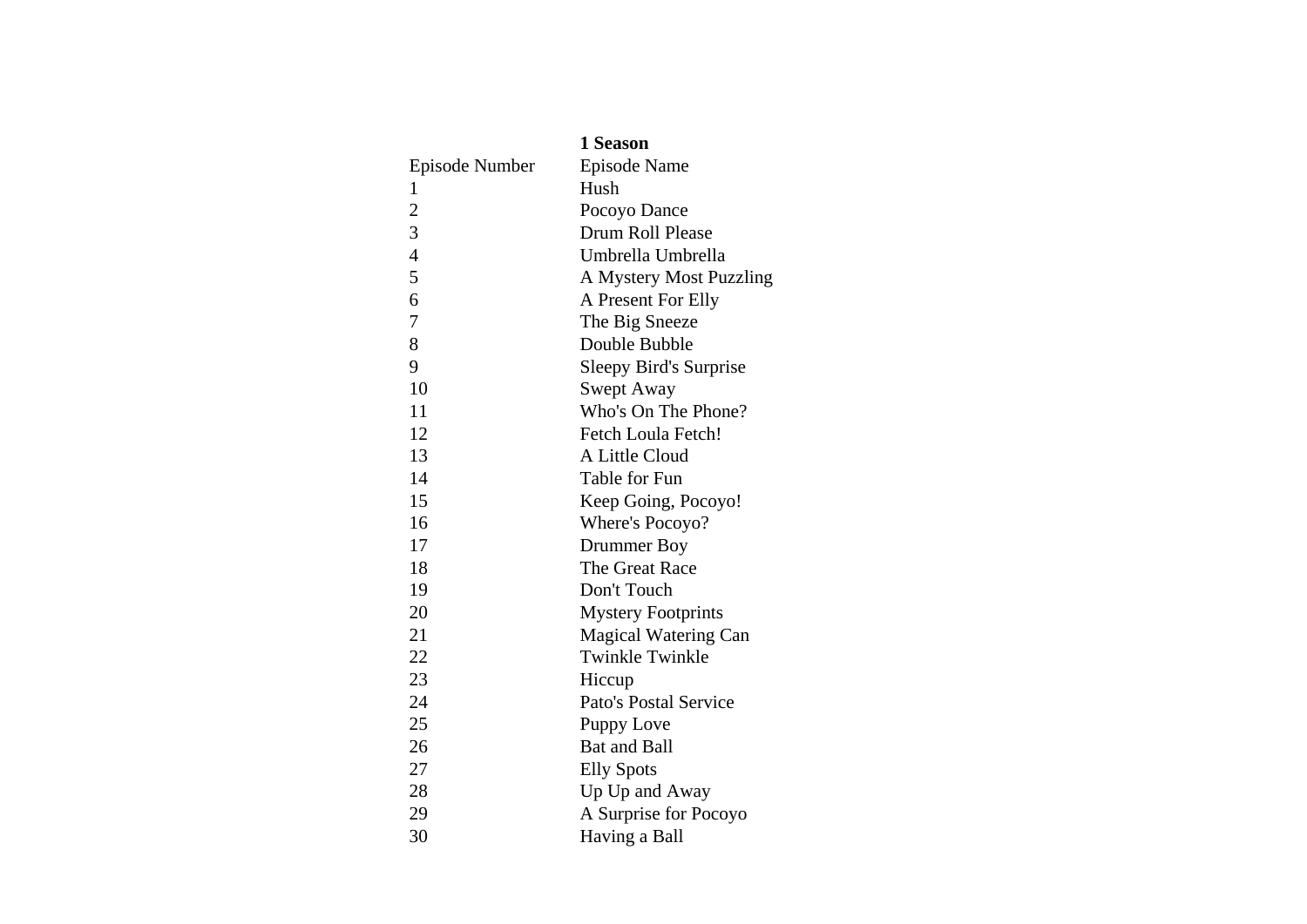| | **1 Season** |
|---|---|
| Episode Number | Episode Name |
| 1 | Hush |
| 2 | Pocoyo Dance |
| 3 | Drum Roll Please |
| 4 | Umbrella Umbrella |
| 5 | A Mystery Most Puzzling |
| 6 | A Present For Elly |
| 7 | The Big Sneeze |
| 8 | Double Bubble |
| 9 | Sleepy Bird's Surprise |
| 10 | Swept Away |
| 11 | Who's On The Phone? |
| 12 | Fetch Loula Fetch! |
| 13 | A Little Cloud |
| 14 | Table for Fun |
| 15 | Keep Going, Pocoyo! |
| 16 | Where's Pocoyo? |
| 17 | Drummer Boy |
| 18 | The Great Race |
| 19 | Don't Touch |
| 20 | Mystery Footprints |
| 21 | Magical Watering Can |
| 22 | Twinkle Twinkle |
| 23 | Hiccup |
| 24 | Pato's Postal Service |
| 25 | Puppy Love |
| 26 | Bat and Ball |
| 27 | Elly Spots |
| 28 | Up Up and Away |
| 29 | A Surprise for Pocoyo |
| 30 | Having a Ball |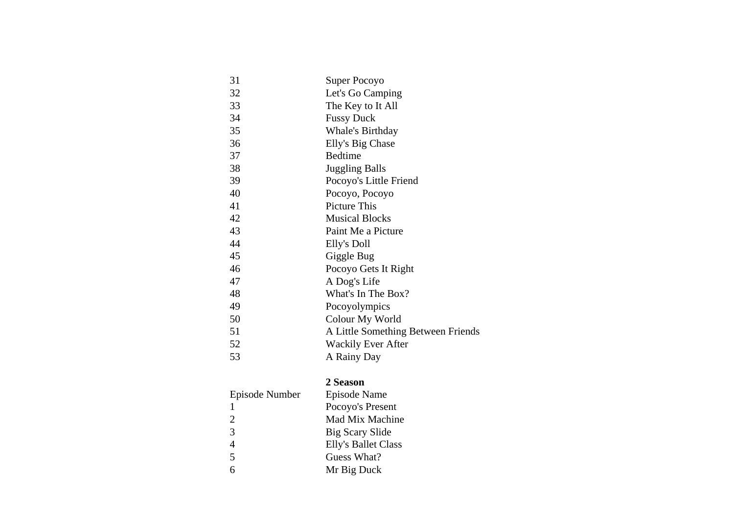| | |
|---|---|
| 31 | Super Pocoyo |
| 32 | Let's Go Camping |
| 33 | The Key to It All |
| 34 | Fussy Duck |
| 35 | Whale's Birthday |
| 36 | Elly's Big Chase |
| 37 | Bedtime |
| 38 | Juggling Balls |
| 39 | Pocoyo's Little Friend |
| 40 | Pocoyo, Pocoyo |
| 41 | Picture This |
| 42 | Musical Blocks |
| 43 | Paint Me a Picture |
| 44 | Elly's Doll |
| 45 | Giggle Bug |
| 46 | Pocoyo Gets It Right |
| 47 | A Dog's Life |
| 48 | What's In The Box? |
| 49 | Pocoyolympics |
| 50 | Colour My World |
| 51 | A Little Something Between Friends |
| 52 | Wackily Ever After |
| 53 | A Rainy Day |

**2 Season**

| Episode Number | Episode Name |
|---|---|
| 1 | Pocoyo's Present |
| 2 | Mad Mix Machine |
| 3 | Big Scary Slide |
| 4 | Elly's Ballet Class |
| 5 | Guess What? |
| 6 | Mr Big Duck |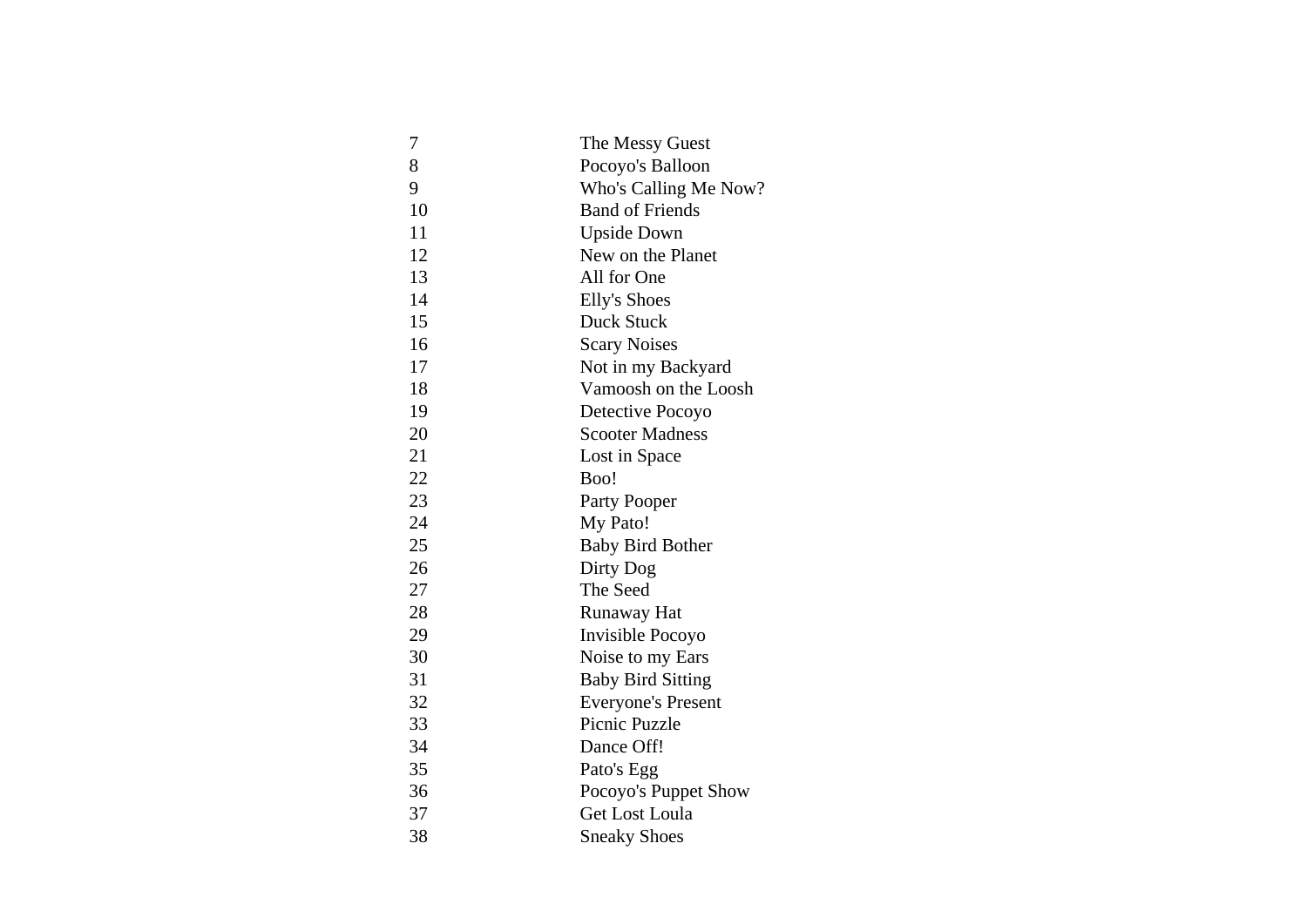| | |
|---|---|
| 7 | The Messy Guest |
| 8 | Pocoyo's Balloon |
| 9 | Who's Calling Me Now? |
| 10 | Band of Friends |
| 11 | Upside Down |
| 12 | New on the Planet |
| 13 | All for One |
| 14 | Elly's Shoes |
| 15 | Duck Stuck |
| 16 | Scary Noises |
| 17 | Not in my Backyard |
| 18 | Vamoosh on the Loosh |
| 19 | Detective Pocoyo |
| 20 | Scooter Madness |
| 21 | Lost in Space |
| 22 | Boo! |
| 23 | Party Pooper |
| 24 | My Pato! |
| 25 | Baby Bird Bother |
| 26 | Dirty Dog |
| 27 | The Seed |
| 28 | Runaway Hat |
| 29 | Invisible Pocoyo |
| 30 | Noise to my Ears |
| 31 | Baby Bird Sitting |
| 32 | Everyone's Present |
| 33 | Picnic Puzzle |
| 34 | Dance Off! |
| 35 | Pato's Egg |
| 36 | Pocoyo's Puppet Show |
| 37 | Get Lost Loula |
| 38 | Sneaky Shoes |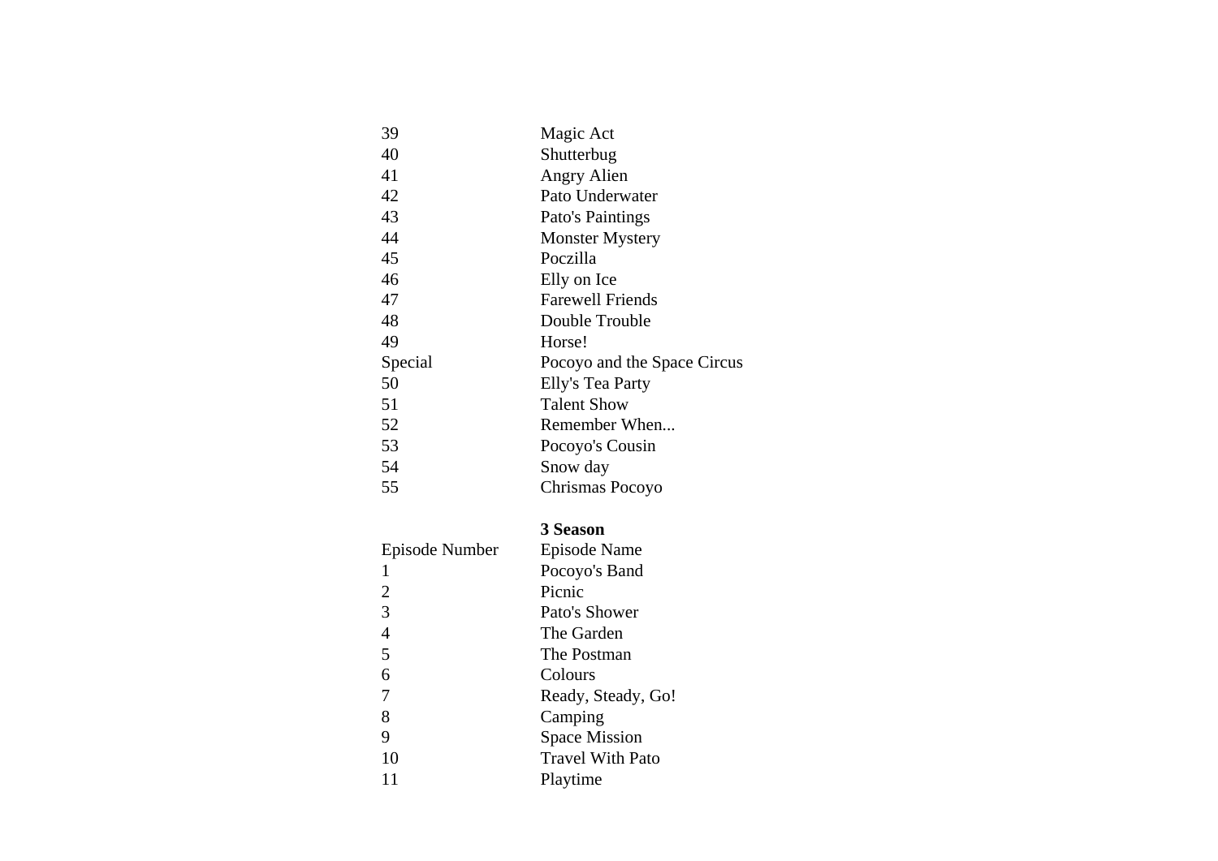| | |
|---|---|
| 39 | Magic Act |
| 40 | Shutterbug |
| 41 | Angry Alien |
| 42 | Pato Underwater |
| 43 | Pato's Paintings |
| 44 | Monster Mystery |
| 45 | Poczilla |
| 46 | Elly on Ice |
| 47 | Farewell Friends |
| 48 | Double Trouble |
| 49 | Horse! |
| Special | Pocoyo and the Space Circus |
| 50 | Elly's Tea Party |
| 51 | Talent Show |
| 52 | Remember When... |
| 53 | Pocoyo's Cousin |
| 54 | Snow day |
| 55 | Chrismas Pocoyo |

**3 Season**

| Episode Number | Episode Name |
|---|---|
| 1 | Pocoyo's Band |
| 2 | Picnic |
| 3 | Pato's Shower |
| 4 | The Garden |
| 5 | The Postman |
| 6 | Colours |
| 7 | Ready, Steady, Go! |
| 8 | Camping |
| 9 | Space Mission |
| 10 | Travel With Pato |
| 11 | Playtime |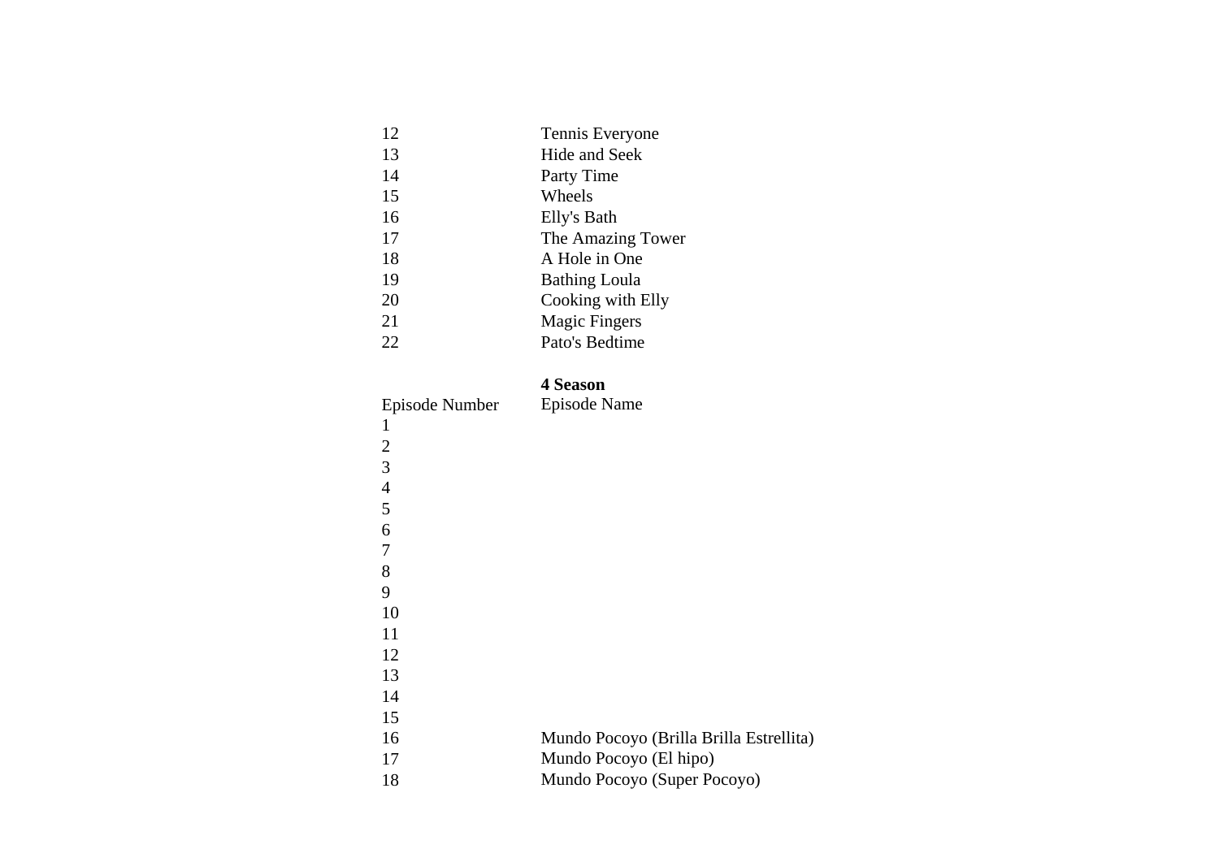| | |
|---|---|
| 12 | Tennis Everyone |
| 13 | Hide and Seek |
| 14 | Party Time |
| 15 | Wheels |
| 16 | Elly's Bath |
| 17 | The Amazing Tower |
| 18 | A Hole in One |
| 19 | Bathing Loula |
| 20 | Cooking with Elly |
| 21 | Magic Fingers |
| 22 | Pato's Bedtime |

**4 Season**

| Episode Number | Episode Name |
|---|---|
| 1 | |
| 2 | |
| 3 | |
| 4 | |
| 5 | |
| 6 | |
| 7 | |
| 8 | |
| 9 | |
| 10 | |
| 11 | |
| 12 | |
| 13 | |
| 14 | |
| 15 | |
| 16 | Mundo Pocoyo (Brilla Brilla Estrellita) |
| 17 | Mundo Pocoyo (El hipo) |
| 18 | Mundo Pocoyo (Super Pocoyo) |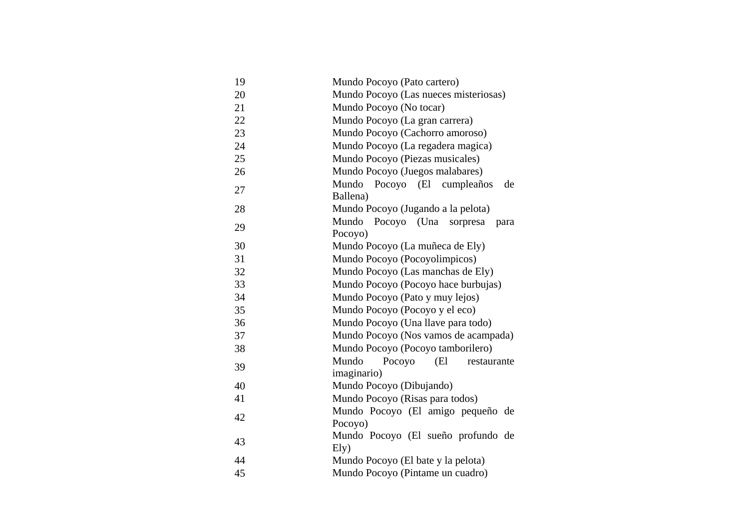| | |
|---|---|
| 19 | Mundo Pocoyo (Pato cartero) |
| 20 | Mundo Pocoyo (Las nueces misteriosas) |
| 21 | Mundo Pocoyo (No tocar) |
| 22 | Mundo Pocoyo (La gran carrera) |
| 23 | Mundo Pocoyo (Cachorro amoroso) |
| 24 | Mundo Pocoyo (La regadera magica) |
| 25 | Mundo Pocoyo (Piezas musicales) |
| 26 | Mundo Pocoyo (Juegos malabares) |
| 27 | Mundo Pocoyo (El cumpleaños de Ballena) |
| 28 | Mundo Pocoyo (Jugando a la pelota) |
| 29 | Mundo Pocoyo (Una sorpresa para Pocoyo) |
| 30 | Mundo Pocoyo (La muñeca de Ely) |
| 31 | Mundo Pocoyo (Pocoyolimpicos) |
| 32 | Mundo Pocoyo (Las manchas de Ely) |
| 33 | Mundo Pocoyo (Pocoyo hace burbujas) |
| 34 | Mundo Pocoyo (Pato y muy lejos) |
| 35 | Mundo Pocoyo (Pocoyo y el eco) |
| 36 | Mundo Pocoyo (Una llave para todo) |
| 37 | Mundo Pocoyo (Nos vamos de acampada) |
| 38 | Mundo Pocoyo (Pocoyo tamborilero) |
| 39 | Mundo Pocoyo (El restaurante imaginario) |
| 40 | Mundo Pocoyo (Dibujando) |
| 41 | Mundo Pocoyo (Risas para todos) |
| 42 | Mundo Pocoyo (El amigo pequeño de Pocoyo) |
| 43 | Mundo Pocoyo (El sueño profundo de Ely) |
| 44 | Mundo Pocoyo (El bate y la pelota) |
| 45 | Mundo Pocoyo (Pintame un cuadro) |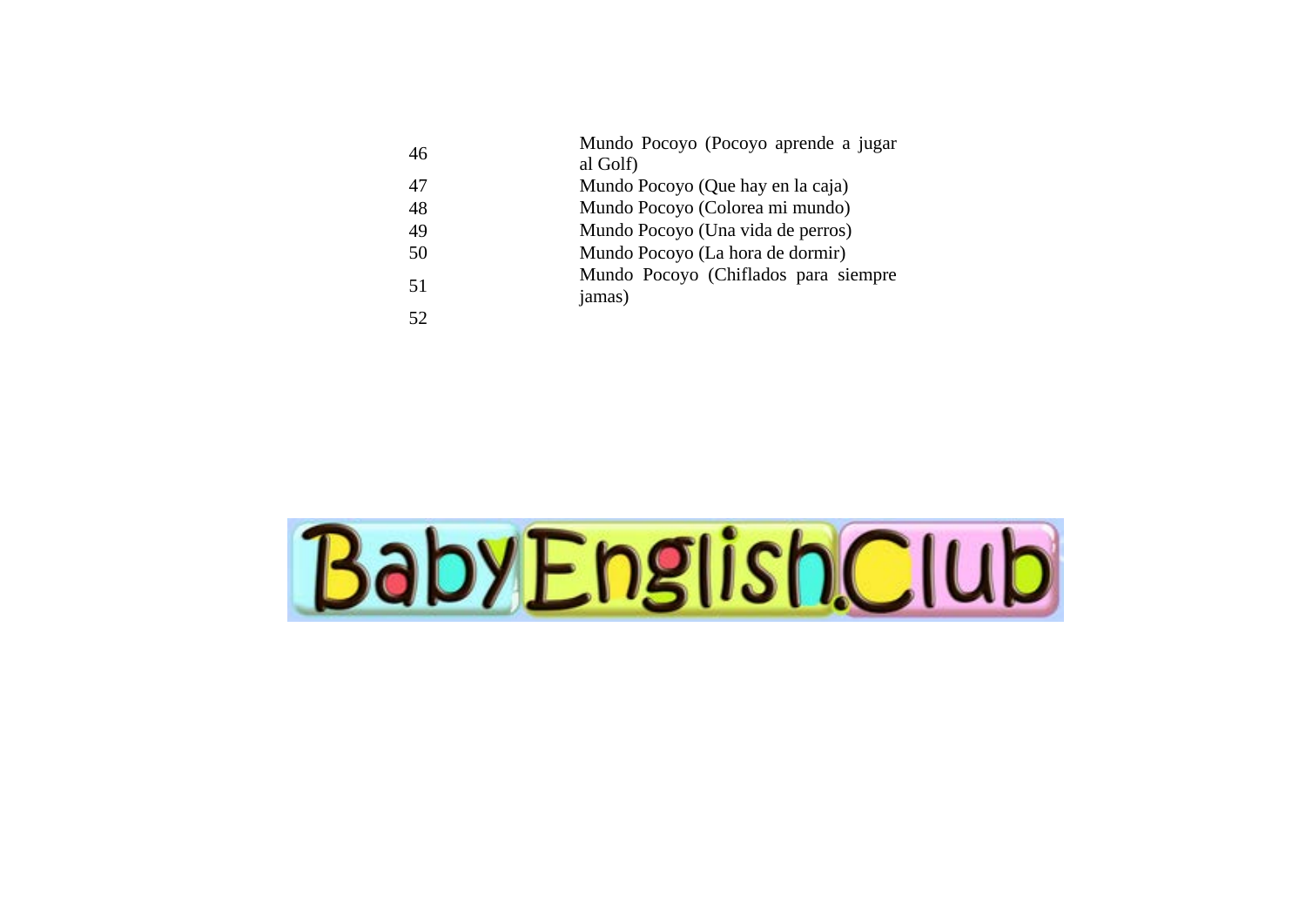| | |
|---|---|
| 46 | Mundo Pocoyo (Pocoyo aprende a jugar al Golf) |
| 47 | Mundo Pocoyo (Que hay en la caja) |
| 48 | Mundo Pocoyo (Colorea mi mundo) |
| 49 | Mundo Pocoyo (Una vida de perros) |
| 50 | Mundo Pocoyo (La hora de dormir) |
| 51 | Mundo Pocoyo (Chiflados para siempre jamas) |
| 52 | |

BabyEnglish.Club